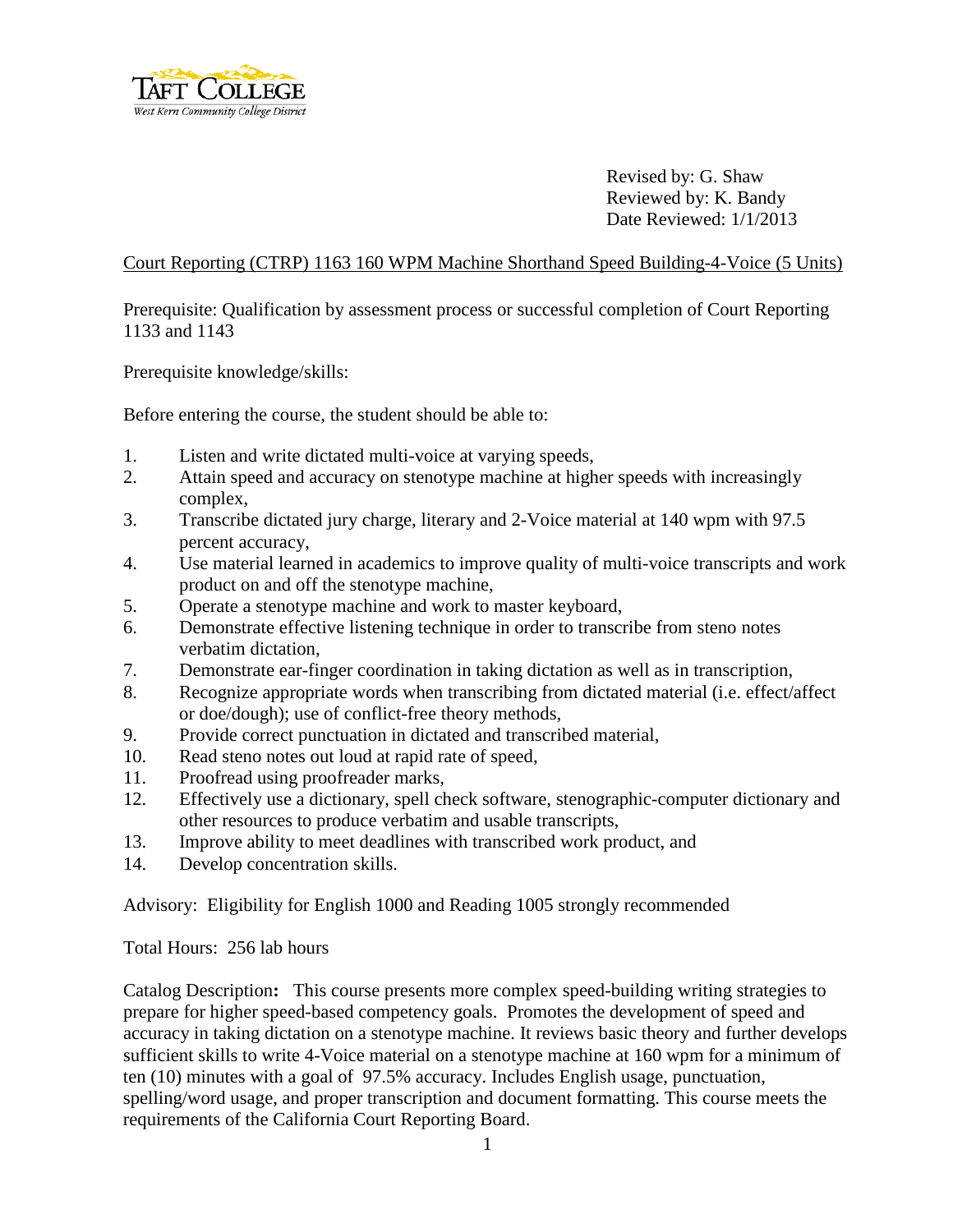TAFT COLLEGE
West Kern Community College District

Revised by: G. Shaw
Reviewed by: K. Bandy
Date Reviewed: 1/1/2013

Court Reporting (CTRP) 1163 160 WPM Machine Shorthand Speed Building-4-Voice (5 Units)

Prerequisite: Qualification by assessment process or successful completion of Court Reporting 1133 and 1143

Prerequisite knowledge/skills:

Before entering the course, the student should be able to:

1. Listen and write dictated multi-voice at varying speeds,
2. Attain speed and accuracy on stenotype machine at higher speeds with increasingly complex,
3. Transcribe dictated jury charge, literary and 2-Voice material at 140 wpm with 97.5 percent accuracy,
4. Use material learned in academics to improve quality of multi-voice transcripts and work product on and off the stenotype machine,
5. Operate a stenotype machine and work to master keyboard,
6. Demonstrate effective listening technique in order to transcribe from steno notes verbatim dictation,
7. Demonstrate ear-finger coordination in taking dictation as well as in transcription,
8. Recognize appropriate words when transcribing from dictated material (i.e. effect/affect or doe/dough); use of conflict-free theory methods,
9. Provide correct punctuation in dictated and transcribed material,
10. Read steno notes out loud at rapid rate of speed,
11. Proofread using proofreader marks,
12. Effectively use a dictionary, spell check software, stenographic-computer dictionary and other resources to produce verbatim and usable transcripts,
13. Improve ability to meet deadlines with transcribed work product, and
14. Develop concentration skills.

Advisory: Eligibility for English 1000 and Reading 1005 strongly recommended

Total Hours: 256 lab hours

Catalog Description**:** This course presents more complex speed-building writing strategies to prepare for higher speed-based competency goals. Promotes the development of speed and accuracy in taking dictation on a stenotype machine. It reviews basic theory and further develops sufficient skills to write 4-Voice material on a stenotype machine at 160 wpm for a minimum of ten (10) minutes with a goal of 97.5% accuracy. Includes English usage, punctuation, spelling/word usage, and proper transcription and document formatting. This course meets the requirements of the California Court Reporting Board.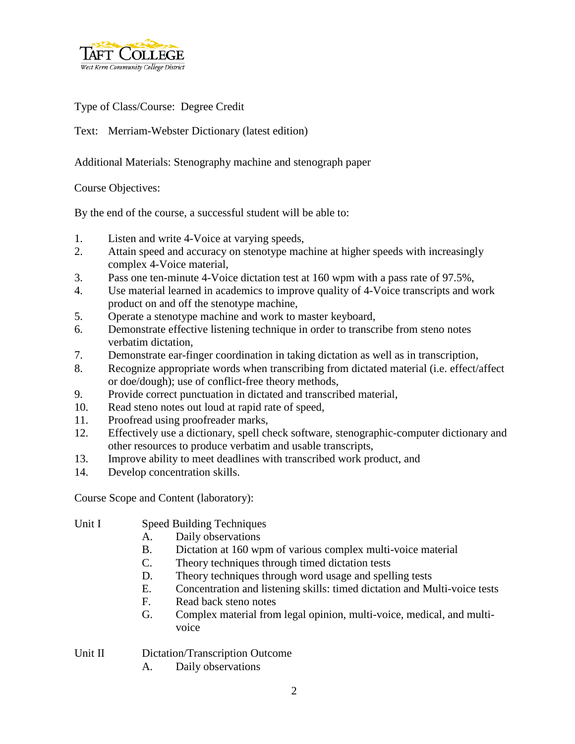Type of Class/Course: Degree Credit

Text: Merriam-Webster Dictionary (latest edition)

Additional Materials: Stenography machine and stenograph paper

Course Objectives:

By the end of the course, a successful student will be able to:

1. Listen and write 4-Voice at varying speeds,
2. Attain speed and accuracy on stenotype machine at higher speeds with increasingly complex 4-Voice material,
3. Pass one ten-minute 4-Voice dictation test at 160 wpm with a pass rate of 97.5%,
4. Use material learned in academics to improve quality of 4-Voice transcripts and work product on and off the stenotype machine,
5. Operate a stenotype machine and work to master keyboard,
6. Demonstrate effective listening technique in order to transcribe from steno notes verbatim dictation,
7. Demonstrate ear-finger coordination in taking dictation as well as in transcription,
8. Recognize appropriate words when transcribing from dictated material (i.e. effect/affect or doe/dough); use of conflict-free theory methods,
9. Provide correct punctuation in dictated and transcribed material,
10. Read steno notes out loud at rapid rate of speed,
11. Proofread using proofreader marks,
12. Effectively use a dictionary, spell check software, stenographic-computer dictionary and other resources to produce verbatim and usable transcripts,
13. Improve ability to meet deadlines with transcribed work product, and
14. Develop concentration skills.

Course Scope and Content (laboratory):

Unit I Speed Building Techniques

- A. Daily observations
- B. Dictation at 160 wpm of various complex multi-voice material
- C. Theory techniques through timed dictation tests
- D. Theory techniques through word usage and spelling tests
- E. Concentration and listening skills: timed dictation and Multi-voice tests
- F. Read back steno notes
- G. Complex material from legal opinion, multi-voice, medical, and multi-voice

Unit II Dictation/Transcription Outcome

- A. Daily observations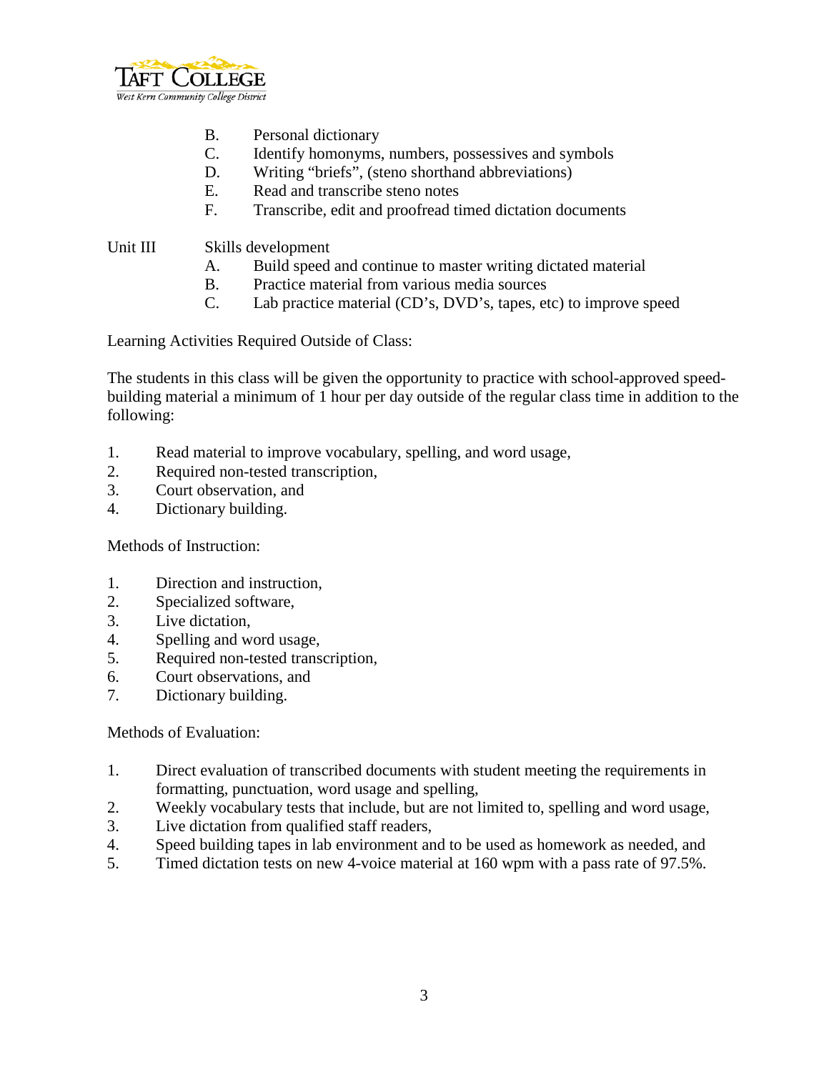B. Personal dictionary
   C. Identify homonyms, numbers, possessives and symbols
   D. Writing “briefs”, (steno shorthand abbreviations)
   E. Read and transcribe steno notes
   F. Transcribe, edit and proofread timed dictation documents

Unit III Skills development

   A. Build speed and continue to master writing dictated material
   B. Practice material from various media sources
   C. Lab practice material (CD’s, DVD’s, tapes, etc) to improve speed

Learning Activities Required Outside of Class:

The students in this class will be given the opportunity to practice with school-approved speed-building material a minimum of 1 hour per day outside of the regular class time in addition to the following:

1. Read material to improve vocabulary, spelling, and word usage,
2. Required non-tested transcription,
3. Court observation, and
4. Dictionary building.

Methods of Instruction:

1. Direction and instruction,
2. Specialized software,
3. Live dictation,
4. Spelling and word usage,
5. Required non-tested transcription,
6. Court observations, and
7. Dictionary building.

Methods of Evaluation:

1. Direct evaluation of transcribed documents with student meeting the requirements in formatting, punctuation, word usage and spelling,
2. Weekly vocabulary tests that include, but are not limited to, spelling and word usage,
3. Live dictation from qualified staff readers,
4. Speed building tapes in lab environment and to be used as homework as needed, and
5. Timed dictation tests on new 4-voice material at 160 wpm with a pass rate of 97.5%.